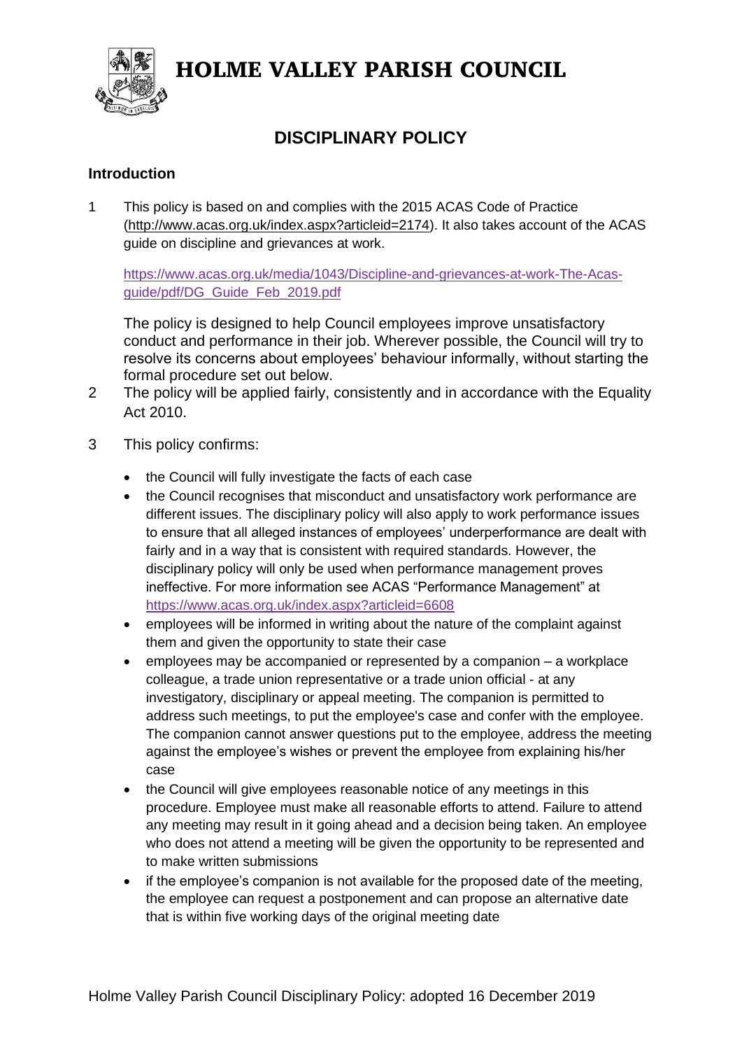# HOLME VALLEY PARISH COUNCIL

## DISCIPLINARY POLICY

### Introduction

1 This policy is based on and complies with the 2015 ACAS Code of Practice (http://www.acas.org.uk/index.aspx?articleid=2174). It also takes account of the ACAS guide on discipline and grievances at work.

https://www.acas.org.uk/media/1043/Discipline-and-grievances-at-work-The-Acas-guide/pdf/DG_Guide_Feb_2019.pdf

The policy is designed to help Council employees improve unsatisfactory conduct and performance in their job. Wherever possible, the Council will try to resolve its concerns about employees' behaviour informally, without starting the formal procedure set out below.

2 The policy will be applied fairly, consistently and in accordance with the Equality Act 2010.

3 This policy confirms:

- the Council will fully investigate the facts of each case
- the Council recognises that misconduct and unsatisfactory work performance are different issues. The disciplinary policy will also apply to work performance issues to ensure that all alleged instances of employees' underperformance are dealt with fairly and in a way that is consistent with required standards. However, the disciplinary policy will only be used when performance management proves ineffective. For more information see ACAS "Performance Management" at https://www.acas.org.uk/index.aspx?articleid=6608
- employees will be informed in writing about the nature of the complaint against them and given the opportunity to state their case
- employees may be accompanied or represented by a companion – a workplace colleague, a trade union representative or a trade union official - at any investigatory, disciplinary or appeal meeting. The companion is permitted to address such meetings, to put the employee's case and confer with the employee. The companion cannot answer questions put to the employee, address the meeting against the employee's wishes or prevent the employee from explaining his/her case
- the Council will give employees reasonable notice of any meetings in this procedure. Employee must make all reasonable efforts to attend. Failure to attend any meeting may result in it going ahead and a decision being taken. An employee who does not attend a meeting will be given the opportunity to be represented and to make written submissions
- if the employee's companion is not available for the proposed date of the meeting, the employee can request a postponement and can propose an alternative date that is within five working days of the original meeting date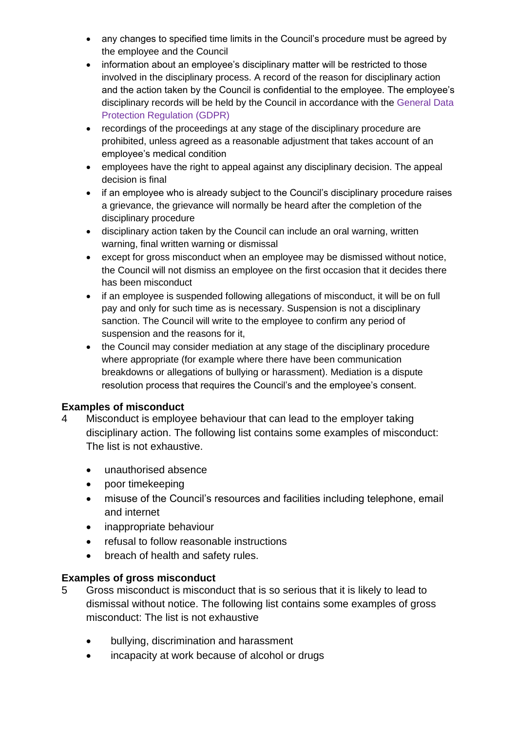- any changes to specified time limits in the Council's procedure must be agreed by the employee and the Council
- information about an employee's disciplinary matter will be restricted to those involved in the disciplinary process. A record of the reason for disciplinary action and the action taken by the Council is confidential to the employee. The employee's disciplinary records will be held by the Council in accordance with the General Data Protection Regulation (GDPR)
- recordings of the proceedings at any stage of the disciplinary procedure are prohibited, unless agreed as a reasonable adjustment that takes account of an employee's medical condition
- employees have the right to appeal against any disciplinary decision. The appeal decision is final
- if an employee who is already subject to the Council's disciplinary procedure raises a grievance, the grievance will normally be heard after the completion of the disciplinary procedure
- disciplinary action taken by the Council can include an oral warning, written warning, final written warning or dismissal
- except for gross misconduct when an employee may be dismissed without notice, the Council will not dismiss an employee on the first occasion that it decides there has been misconduct
- if an employee is suspended following allegations of misconduct, it will be on full pay and only for such time as is necessary. Suspension is not a disciplinary sanction. The Council will write to the employee to confirm any period of suspension and the reasons for it,
- the Council may consider mediation at any stage of the disciplinary procedure where appropriate (for example where there have been communication breakdowns or allegations of bullying or harassment). Mediation is a dispute resolution process that requires the Council's and the employee's consent.

**Examples of misconduct**

4 Misconduct is employee behaviour that can lead to the employer taking disciplinary action. The following list contains some examples of misconduct: The list is not exhaustive.

- unauthorised absence
- poor timekeeping
- misuse of the Council's resources and facilities including telephone, email and internet
- inappropriate behaviour
- refusal to follow reasonable instructions
- breach of health and safety rules.

**Examples of gross misconduct**

5 Gross misconduct is misconduct that is so serious that it is likely to lead to dismissal without notice. The following list contains some examples of gross misconduct: The list is not exhaustive

- bullying, discrimination and harassment
- incapacity at work because of alcohol or drugs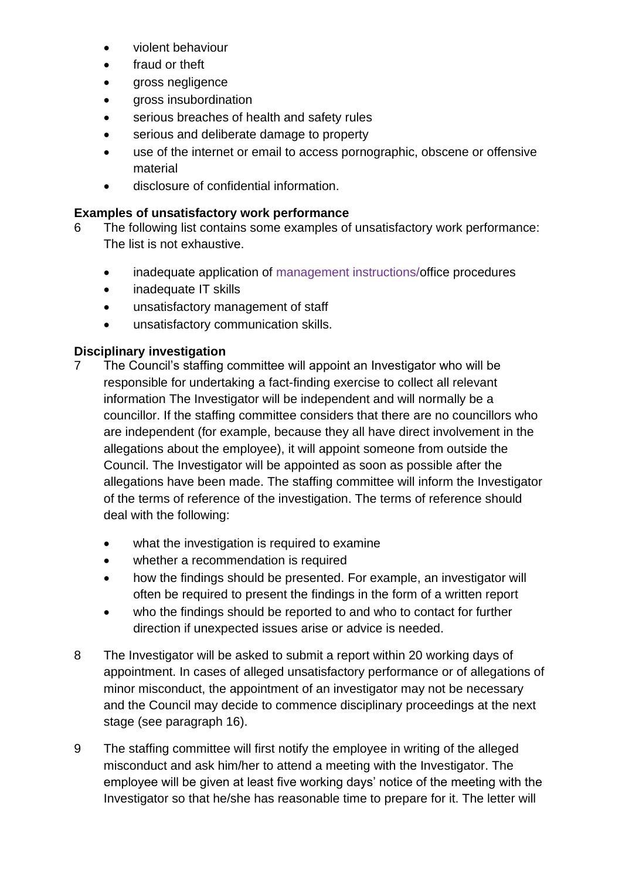- violent behaviour
- fraud or theft
- gross negligence
- gross insubordination
- serious breaches of health and safety rules
- serious and deliberate damage to property
- use of the internet or email to access pornographic, obscene or offensive material
- disclosure of confidential information.

**Examples of unsatisfactory work performance**

6 The following list contains some examples of unsatisfactory work performance: The list is not exhaustive.

- inadequate application of management instructions/office procedures
- inadequate IT skills
- unsatisfactory management of staff
- unsatisfactory communication skills.

**Disciplinary investigation**

7 The Council's staffing committee will appoint an Investigator who will be responsible for undertaking a fact-finding exercise to collect all relevant information The Investigator will be independent and will normally be a councillor. If the staffing committee considers that there are no councillors who are independent (for example, because they all have direct involvement in the allegations about the employee), it will appoint someone from outside the Council. The Investigator will be appointed as soon as possible after the allegations have been made. The staffing committee will inform the Investigator of the terms of reference of the investigation. The terms of reference should deal with the following:

- what the investigation is required to examine
- whether a recommendation is required
- how the findings should be presented. For example, an investigator will often be required to present the findings in the form of a written report
- who the findings should be reported to and who to contact for further direction if unexpected issues arise or advice is needed.

8 The Investigator will be asked to submit a report within 20 working days of appointment. In cases of alleged unsatisfactory performance or of allegations of minor misconduct, the appointment of an investigator may not be necessary and the Council may decide to commence disciplinary proceedings at the next stage (see paragraph 16).

9 The staffing committee will first notify the employee in writing of the alleged misconduct and ask him/her to attend a meeting with the Investigator. The employee will be given at least five working days' notice of the meeting with the Investigator so that he/she has reasonable time to prepare for it. The letter will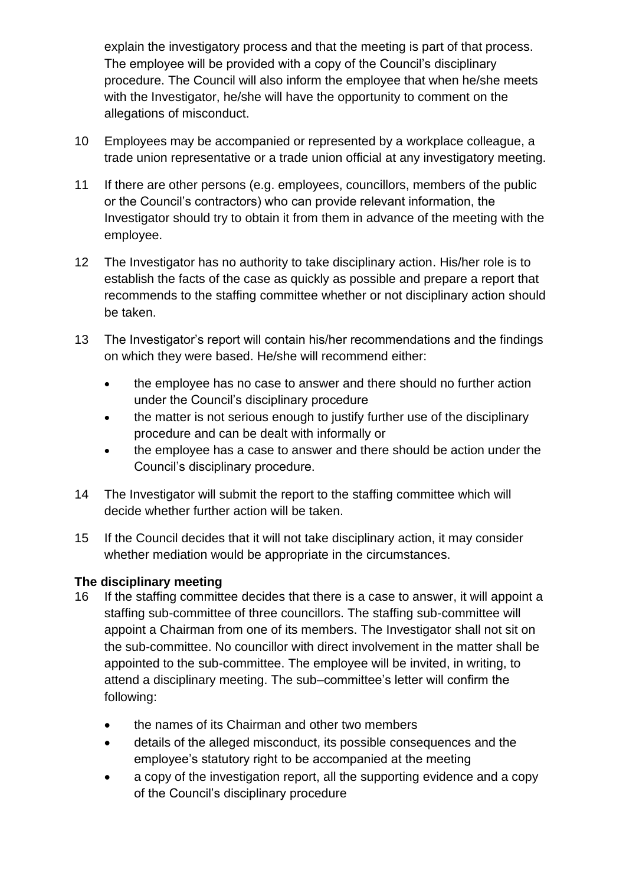explain the investigatory process and that the meeting is part of that process. The employee will be provided with a copy of the Council's disciplinary procedure. The Council will also inform the employee that when he/she meets with the Investigator, he/she will have the opportunity to comment on the allegations of misconduct.

10 Employees may be accompanied or represented by a workplace colleague, a trade union representative or a trade union official at any investigatory meeting.

11 If there are other persons (e.g. employees, councillors, members of the public or the Council's contractors) who can provide relevant information, the Investigator should try to obtain it from them in advance of the meeting with the employee.

12 The Investigator has no authority to take disciplinary action. His/her role is to establish the facts of the case as quickly as possible and prepare a report that recommends to the staffing committee whether or not disciplinary action should be taken.

13 The Investigator's report will contain his/her recommendations and the findings on which they were based. He/she will recommend either:

- the employee has no case to answer and there should no further action under the Council's disciplinary procedure
- the matter is not serious enough to justify further use of the disciplinary procedure and can be dealt with informally or
- the employee has a case to answer and there should be action under the Council's disciplinary procedure.

14 The Investigator will submit the report to the staffing committee which will decide whether further action will be taken.

15 If the Council decides that it will not take disciplinary action, it may consider whether mediation would be appropriate in the circumstances.

**The disciplinary meeting**

16 If the staffing committee decides that there is a case to answer, it will appoint a staffing sub-committee of three councillors. The staffing sub-committee will appoint a Chairman from one of its members. The Investigator shall not sit on the sub-committee. No councillor with direct involvement in the matter shall be appointed to the sub-committee. The employee will be invited, in writing, to attend a disciplinary meeting. The sub–committee's letter will confirm the following:

- the names of its Chairman and other two members
- details of the alleged misconduct, its possible consequences and the employee's statutory right to be accompanied at the meeting
- a copy of the investigation report, all the supporting evidence and a copy of the Council's disciplinary procedure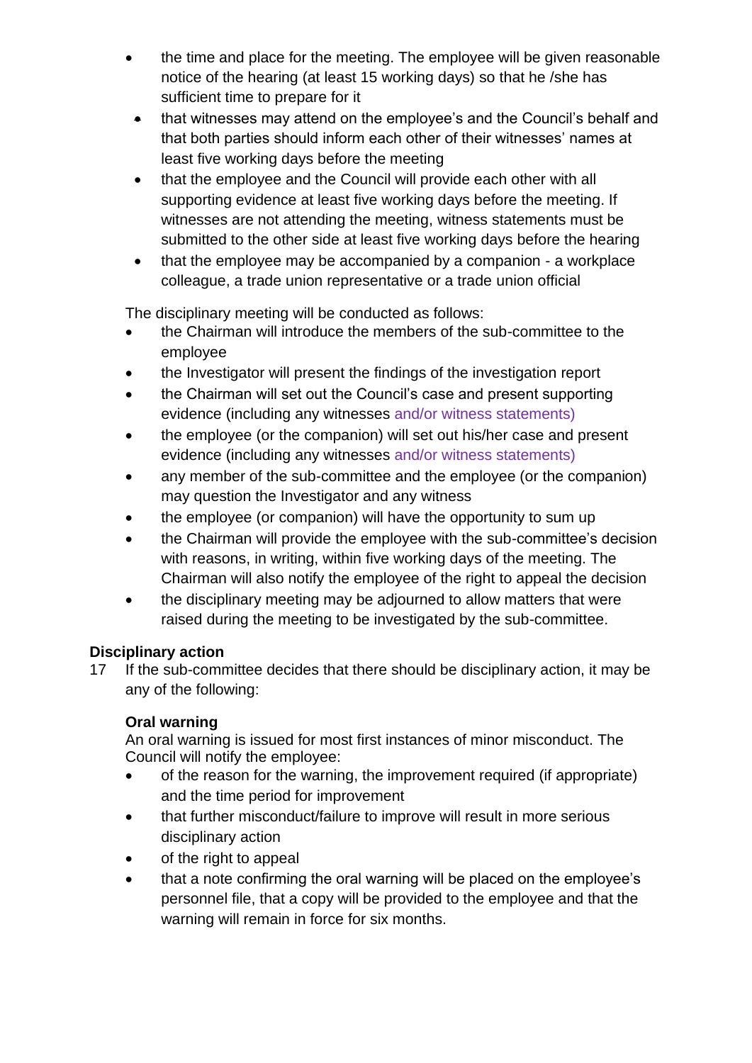- the time and place for the meeting. The employee will be given reasonable notice of the hearing (at least 15 working days) so that he /she has sufficient time to prepare for it
- that witnesses may attend on the employee's and the Council's behalf and that both parties should inform each other of their witnesses' names at least five working days before the meeting
- that the employee and the Council will provide each other with all supporting evidence at least five working days before the meeting. If witnesses are not attending the meeting, witness statements must be submitted to the other side at least five working days before the hearing
- that the employee may be accompanied by a companion - a workplace colleague, a trade union representative or a trade union official

The disciplinary meeting will be conducted as follows:

- the Chairman will introduce the members of the sub-committee to the employee
- the Investigator will present the findings of the investigation report
- the Chairman will set out the Council's case and present supporting evidence (including any witnesses and/or witness statements)
- the employee (or the companion) will set out his/her case and present evidence (including any witnesses and/or witness statements)
- any member of the sub-committee and the employee (or the companion) may question the Investigator and any witness
- the employee (or companion) will have the opportunity to sum up
- the Chairman will provide the employee with the sub-committee's decision with reasons, in writing, within five working days of the meeting. The Chairman will also notify the employee of the right to appeal the decision
- the disciplinary meeting may be adjourned to allow matters that were raised during the meeting to be investigated by the sub-committee.

### Disciplinary action

17 If the sub-committee decides that there should be disciplinary action, it may be any of the following:

**Oral warning**

An oral warning is issued for most first instances of minor misconduct. The Council will notify the employee:

- of the reason for the warning, the improvement required (if appropriate) and the time period for improvement
- that further misconduct/failure to improve will result in more serious disciplinary action
- of the right to appeal
- that a note confirming the oral warning will be placed on the employee's personnel file, that a copy will be provided to the employee and that the warning will remain in force for six months.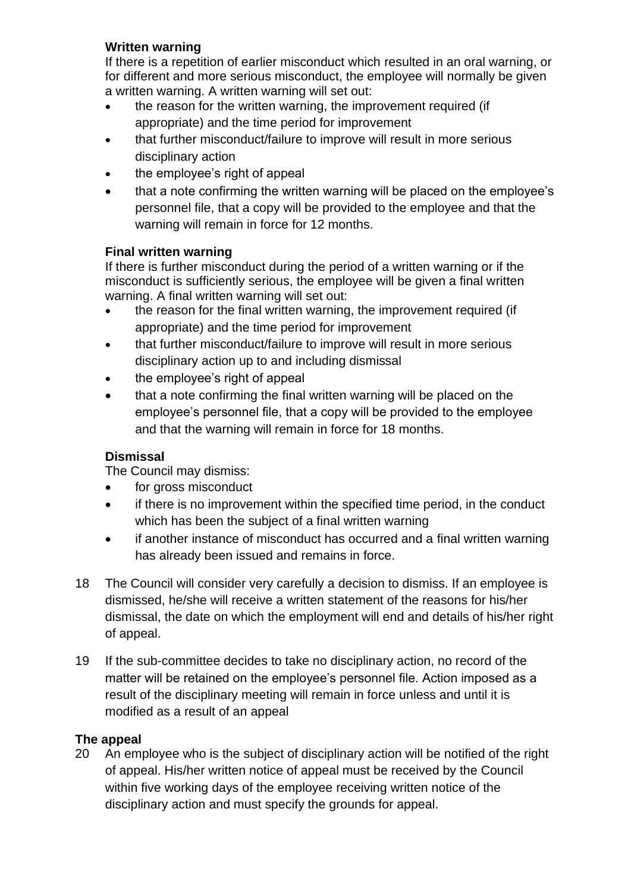**Written warning**

If there is a repetition of earlier misconduct which resulted in an oral warning, or for different and more serious misconduct, the employee will normally be given a written warning. A written warning will set out:

- the reason for the written warning, the improvement required (if appropriate) and the time period for improvement
- that further misconduct/failure to improve will result in more serious disciplinary action
- the employee's right of appeal
- that a note confirming the written warning will be placed on the employee's personnel file, that a copy will be provided to the employee and that the warning will remain in force for 12 months.

**Final written warning**

If there is further misconduct during the period of a written warning or if the misconduct is sufficiently serious, the employee will be given a final written warning. A final written warning will set out:

- the reason for the final written warning, the improvement required (if appropriate) and the time period for improvement
- that further misconduct/failure to improve will result in more serious disciplinary action up to and including dismissal
- the employee's right of appeal
- that a note confirming the final written warning will be placed on the employee's personnel file, that a copy will be provided to the employee and that the warning will remain in force for 18 months.

**Dismissal**

The Council may dismiss:

- for gross misconduct
- if there is no improvement within the specified time period, in the conduct which has been the subject of a final written warning
- if another instance of misconduct has occurred and a final written warning has already been issued and remains in force.

18 The Council will consider very carefully a decision to dismiss. If an employee is dismissed, he/she will receive a written statement of the reasons for his/her dismissal, the date on which the employment will end and details of his/her right of appeal.

19 If the sub-committee decides to take no disciplinary action, no record of the matter will be retained on the employee's personnel file. Action imposed as a result of the disciplinary meeting will remain in force unless and until it is modified as a result of an appeal

**The appeal**

20 An employee who is the subject of disciplinary action will be notified of the right of appeal. His/her written notice of appeal must be received by the Council within five working days of the employee receiving written notice of the disciplinary action and must specify the grounds for appeal.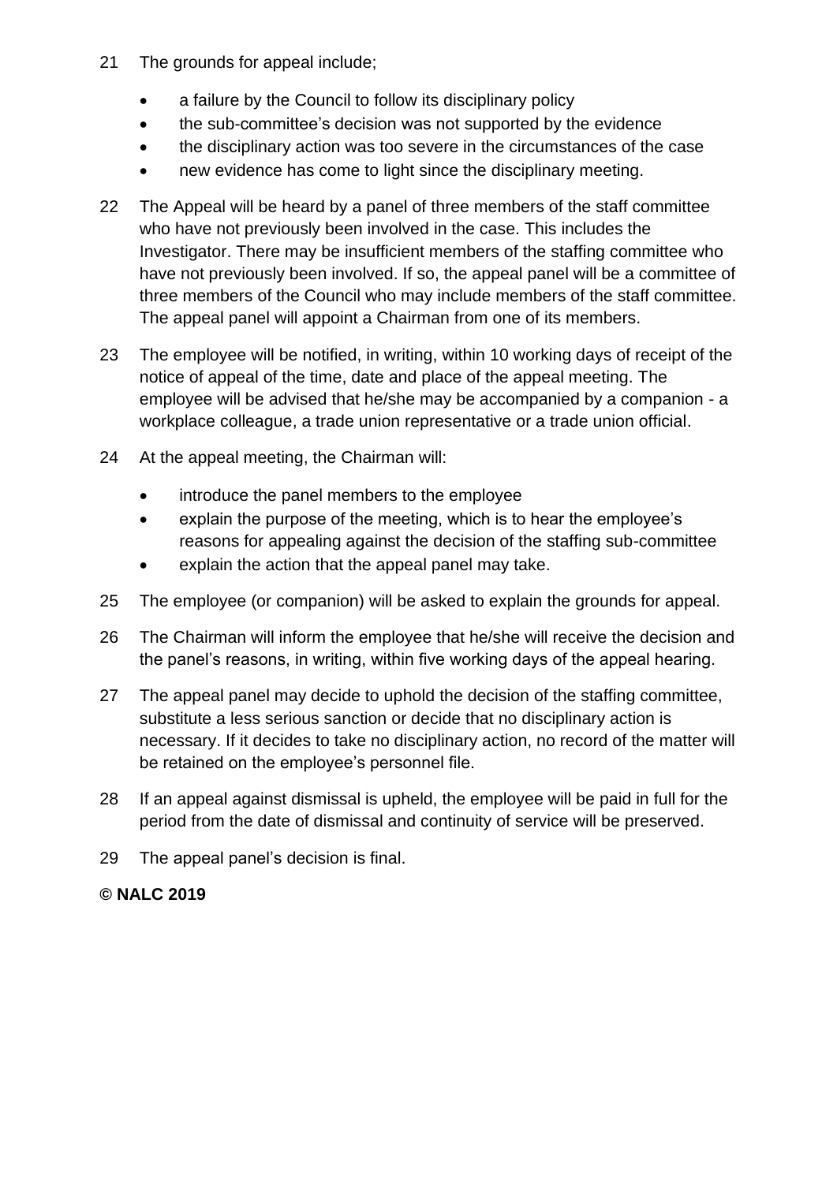21 The grounds for appeal include;

- a failure by the Council to follow its disciplinary policy
- the sub-committee's decision was not supported by the evidence
- the disciplinary action was too severe in the circumstances of the case
- new evidence has come to light since the disciplinary meeting.

22 The Appeal will be heard by a panel of three members of the staff committee who have not previously been involved in the case. This includes the Investigator. There may be insufficient members of the staffing committee who have not previously been involved. If so, the appeal panel will be a committee of three members of the Council who may include members of the staff committee. The appeal panel will appoint a Chairman from one of its members.

23 The employee will be notified, in writing, within 10 working days of receipt of the notice of appeal of the time, date and place of the appeal meeting. The employee will be advised that he/she may be accompanied by a companion - a workplace colleague, a trade union representative or a trade union official.

24 At the appeal meeting, the Chairman will:

- introduce the panel members to the employee
- explain the purpose of the meeting, which is to hear the employee's reasons for appealing against the decision of the staffing sub-committee
- explain the action that the appeal panel may take.

25 The employee (or companion) will be asked to explain the grounds for appeal.

26 The Chairman will inform the employee that he/she will receive the decision and the panel's reasons, in writing, within five working days of the appeal hearing.

27 The appeal panel may decide to uphold the decision of the staffing committee, substitute a less serious sanction or decide that no disciplinary action is necessary. If it decides to take no disciplinary action, no record of the matter will be retained on the employee's personnel file.

28 If an appeal against dismissal is upheld, the employee will be paid in full for the period from the date of dismissal and continuity of service will be preserved.

29 The appeal panel's decision is final.

**© NALC 2019**